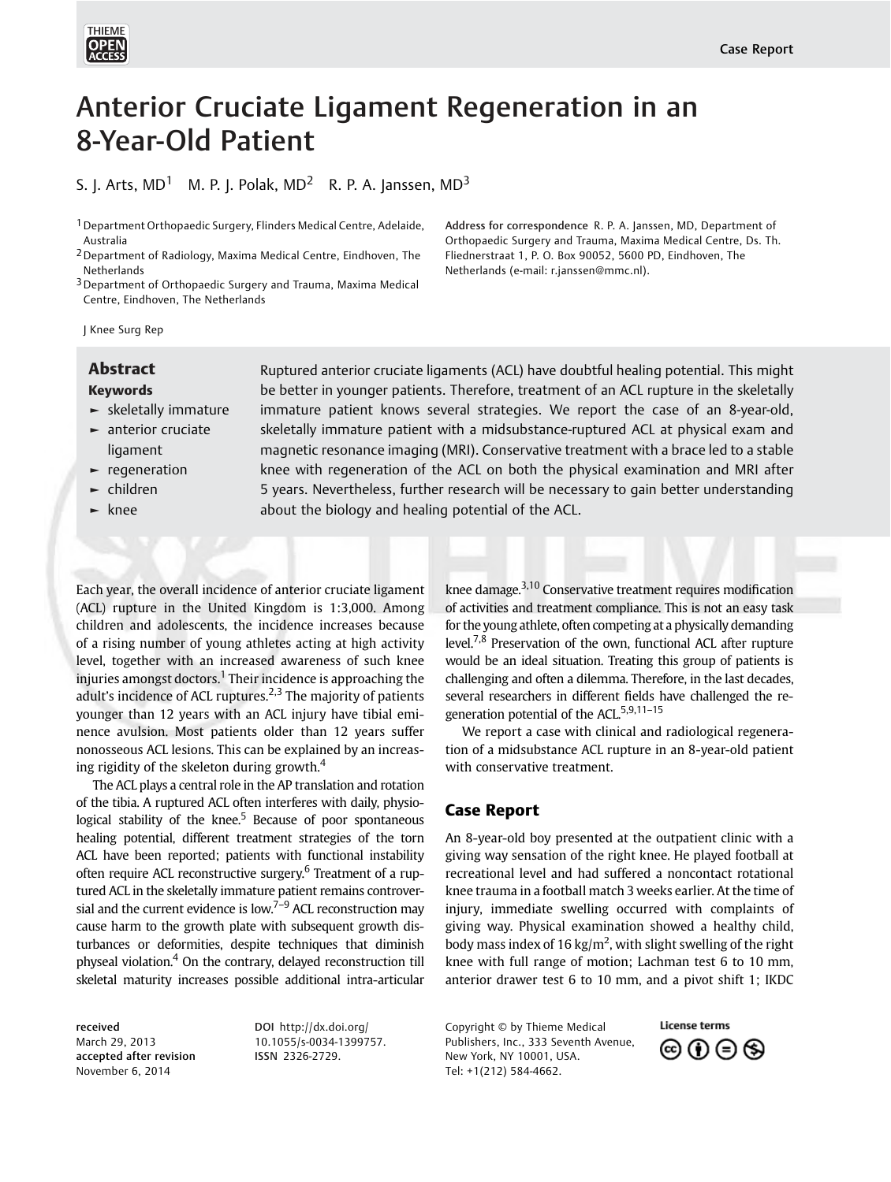# Anterior Cruciate Ligament Regeneration in an 8-Year-Old Patient

S. J. Arts, MD[1] M. P. J. Polak, MD[2] R. P. A. Janssen, MD[3]

[1] Department Orthopaedic Surgery, Flinders Medical Centre, Adelaide, Australia
[2] Department of Radiology, Maxima Medical Centre, Eindhoven, The Netherlands
[3] Department of Orthopaedic Surgery and Trauma, Maxima Medical Centre, Eindhoven, The Netherlands

Address for correspondence R. P. A. Janssen, MD, Department of Orthopaedic Surgery and Trauma, Maxima Medical Centre, Ds. Th. Fliednerstraat 1, P. O. Box 90052, 5600 PD, Eindhoven, The Netherlands (e-mail: r.janssen@mmc.nl).

J Knee Surg Rep

## Abstract

Ruptured anterior cruciate ligaments (ACL) have doubtful healing potential. This might be better in younger patients. Therefore, treatment of an ACL rupture in the skeletally immature patient knows several strategies. We report the case of an 8-year-old, skeletally immature patient with a midsubstance-ruptured ACL at physical exam and magnetic resonance imaging (MRI). Conservative treatment with a brace led to a stable knee with regeneration of the ACL on both the physical examination and MRI after 5 years. Nevertheless, further research will be necessary to gain better understanding about the biology and healing potential of the ACL.

**Keywords**

- skeletally immature
- anterior cruciate ligament
- regeneration
- children
- knee

Each year, the overall incidence of anterior cruciate ligament (ACL) rupture in the United Kingdom is 1:3,000. Among children and adolescents, the incidence increases because of a rising number of young athletes acting at high activity level, together with an increased awareness of such knee injuries amongst doctors.[1] Their incidence is approaching the adult's incidence of ACL ruptures.[2,3] The majority of patients younger than 12 years with an ACL injury have tibial eminence avulsion. Most patients older than 12 years suffer nonosseous ACL lesions. This can be explained by an increasing rigidity of the skeleton during growth.[4]

The ACL plays a central role in the AP translation and rotation of the tibia. A ruptured ACL often interferes with daily, physiological stability of the knee.[5] Because of poor spontaneous healing potential, different treatment strategies of the torn ACL have been reported; patients with functional instability often require ACL reconstructive surgery.[6] Treatment of a ruptured ACL in the skeletally immature patient remains controversial and the current evidence is low.[7–9] ACL reconstruction may cause harm to the growth plate with subsequent growth disturbances or deformities, despite techniques that diminish physeal violation.[4] On the contrary, delayed reconstruction till skeletal maturity increases possible additional intra-articular knee damage.[3,10] Conservative treatment requires modification of activities and treatment compliance. This is not an easy task for the young athlete, often competing at a physically demanding level.[7,8] Preservation of the own, functional ACL after rupture would be an ideal situation. Treating this group of patients is challenging and often a dilemma. Therefore, in the last decades, several researchers in different fields have challenged the regeneration potential of the ACL.[5,9,11–15]

We report a case with clinical and radiological regeneration of a midsubstance ACL rupture in an 8-year-old patient with conservative treatment.

## Case Report

An 8-year-old boy presented at the outpatient clinic with a giving way sensation of the right knee. He played football at recreational level and had suffered a noncontact rotational knee trauma in a football match 3 weeks earlier. At the time of injury, immediate swelling occurred with complaints of giving way. Physical examination showed a healthy child, body mass index of 16 $kg/m^2$, with slight swelling of the right knee with full range of motion; Lachman test 6 to 10 mm, anterior drawer test 6 to 10 mm, and a pivot shift 1; IKDC

received
March 29, 2013
accepted after revision
November 6, 2014

DOI http://dx.doi.org/10.1055/s-0034-1399757.
ISSN 2326-2729.

Copyright © by Thieme Medical Publishers, Inc., 333 Seventh Avenue, New York, NY 10001, USA.
Tel: +1(212) 584-4662.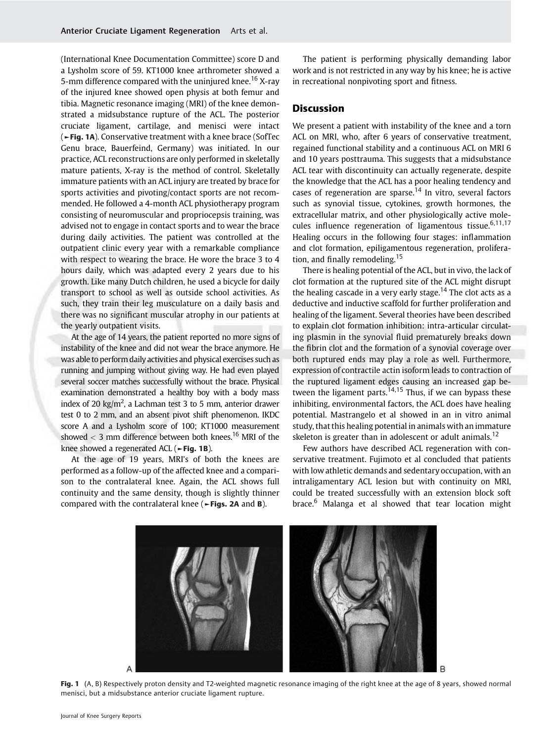(International Knee Documentation Committee) score D and a Lysholm score of 59. KT1000 knee arthrometer showed a 5-mm difference compared with the uninjured knee.[16] X-ray of the injured knee showed open physis at both femur and tibia. Magnetic resonance imaging (MRI) of the knee demonstrated a midsubstance rupture of the ACL. The posterior cruciate ligament, cartilage, and menisci were intact (►**Fig. 1A**). Conservative treatment with a knee brace (SofTec Genu brace, Bauerfeind, Germany) was initiated. In our practice, ACL reconstructions are only performed in skeletally mature patients, X-ray is the method of control. Skeletally immature patients with an ACL injury are treated by brace for sports activities and pivoting/contact sports are not recommended. He followed a 4-month ACL physiotherapy program consisting of neuromuscular and propriocepsis training, was advised not to engage in contact sports and to wear the brace during daily activities. The patient was controlled at the outpatient clinic every year with a remarkable compliance with respect to wearing the brace. He wore the brace 3 to 4 hours daily, which was adapted every 2 years due to his growth. Like many Dutch children, he used a bicycle for daily transport to school as well as outside school activities. As such, they train their leg musculature on a daily basis and there was no significant muscular atrophy in our patients at the yearly outpatient visits.

At the age of 14 years, the patient reported no more signs of instability of the knee and did not wear the brace anymore. He was able to perform daily activities and physical exercises such as running and jumping without giving way. He had even played several soccer matches successfully without the brace. Physical examination demonstrated a healthy boy with a body mass index of 20 kg/m$^2$, a Lachman test 3 to 5 mm, anterior drawer test 0 to 2 mm, and an absent pivot shift phenomenon. IKDC score A and a Lysholm score of 100; KT1000 measurement showed $< 3$ mm difference between both knees.[16] MRI of the knee showed a regenerated ACL (►**Fig. 1B**).

At the age of 19 years, MRI's of both the knees are performed as a follow-up of the affected knee and a comparison to the contralateral knee. Again, the ACL shows full continuity and the same density, though is slightly thinner compared with the contralateral knee (►**Figs. 2A** and **B**).

The patient is performing physically demanding labor work and is not restricted in any way by his knee; he is active in recreational nonpivoting sport and fitness.

## Discussion

We present a patient with instability of the knee and a torn ACL on MRI, who, after 6 years of conservative treatment, regained functional stability and a continuous ACL on MRI 6 and 10 years posttrauma. This suggests that a midsubstance ACL tear with discontinuity can actually regenerate, despite the knowledge that the ACL has a poor healing tendency and cases of regeneration are sparse.[14] In vitro, several factors such as synovial tissue, cytokines, growth hormones, the extracellular matrix, and other physiologically active molecules influence regeneration of ligamentous tissue.[6,11,17] Healing occurs in the following four stages: inflammation and clot formation, epiligamentous regeneration, proliferation, and finally remodeling.[15]

There is healing potential of the ACL, but in vivo, the lack of clot formation at the ruptured site of the ACL might disrupt the healing cascade in a very early stage.[14] The clot acts as a deductive and inductive scaffold for further proliferation and healing of the ligament. Several theories have been described to explain clot formation inhibition: intra-articular circulating plasmin in the synovial fluid prematurely breaks down the fibrin clot and the formation of a synovial coverage over both ruptured ends may play a role as well. Furthermore, expression of contractile actin isoform leads to contraction of the ruptured ligament edges causing an increased gap between the ligament parts.[14,15] Thus, if we can bypass these inhibiting, environmental factors, the ACL does have healing potential. Mastrangelo et al showed in an in vitro animal study, that this healing potential in animals with an immature skeleton is greater than in adolescent or adult animals.[12]

Few authors have described ACL regeneration with conservative treatment. Fujimoto et al concluded that patients with low athletic demands and sedentary occupation, with an intraligamentary ACL lesion but with continuity on MRI, could be treated successfully with an extension block soft brace.[6] Malanga et al showed that tear location might

**Fig. 1** (A, B) Respectively proton density and T2-weighted magnetic resonance imaging of the right knee at the age of 8 years, showed normal menisci, but a midsubstance anterior cruciate ligament rupture.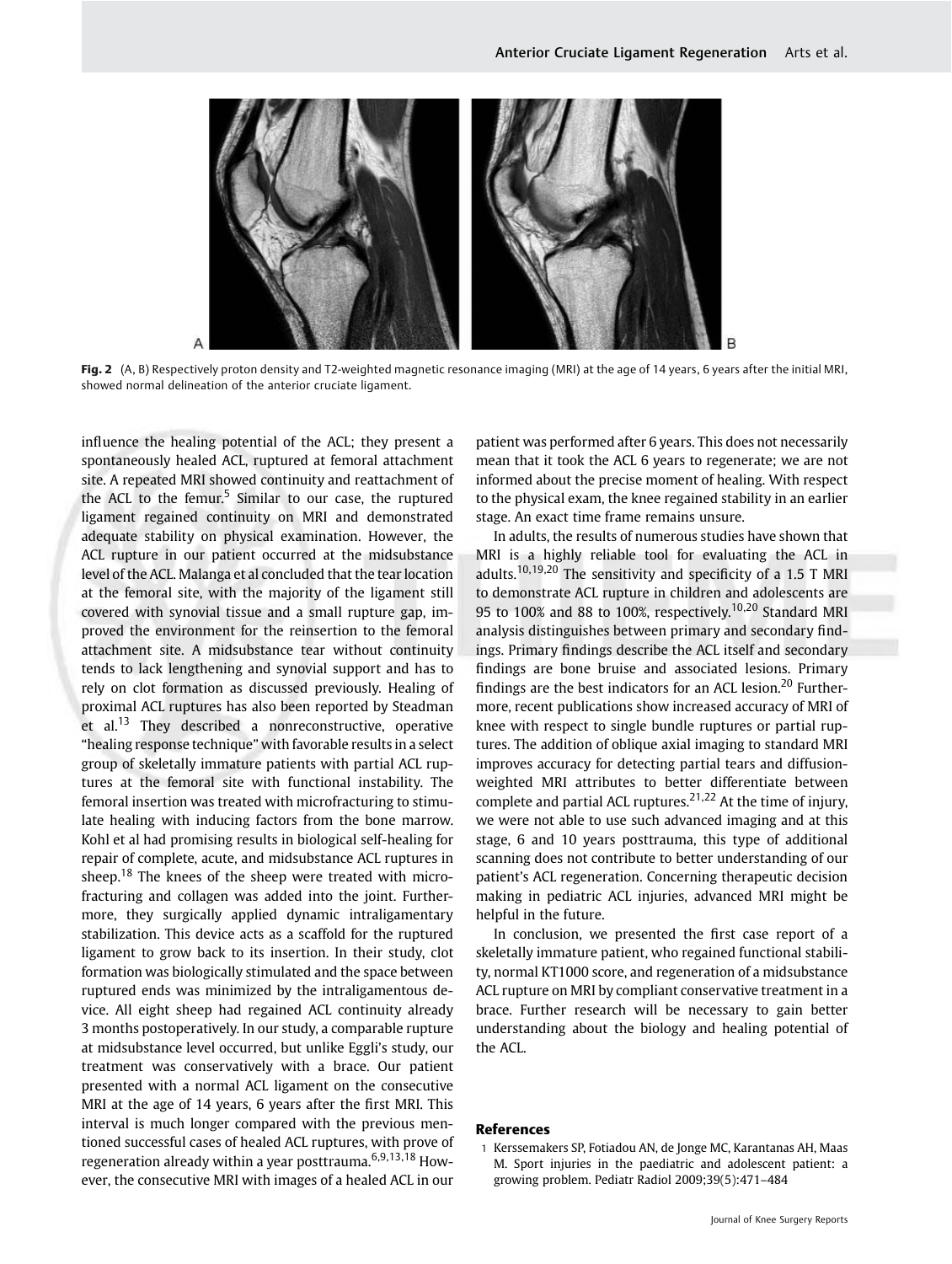**Fig. 2** (A, B) Respectively proton density and T2-weighted magnetic resonance imaging (MRI) at the age of 14 years, 6 years after the initial MRI, showed normal delineation of the anterior cruciate ligament.

influence the healing potential of the ACL; they present a spontaneously healed ACL, ruptured at femoral attachment site. A repeated MRI showed continuity and reattachment of the ACL to the femur.[5] Similar to our case, the ruptured ligament regained continuity on MRI and demonstrated adequate stability on physical examination. However, the ACL rupture in our patient occurred at the midsubstance level of the ACL. Malanga et al concluded that the tear location at the femoral site, with the majority of the ligament still covered with synovial tissue and a small rupture gap, improved the environment for the reinsertion to the femoral attachment site. A midsubstance tear without continuity tends to lack lengthening and synovial support and has to rely on clot formation as discussed previously. Healing of proximal ACL ruptures has also been reported by Steadman et al.[13] They described a nonreconstructive, operative "healing response technique" with favorable results in a select group of skeletally immature patients with partial ACL ruptures at the femoral site with functional instability. The femoral insertion was treated with microfracturing to stimulate healing with inducing factors from the bone marrow. Kohl et al had promising results in biological self-healing for repair of complete, acute, and midsubstance ACL ruptures in sheep.[18] The knees of the sheep were treated with microfracturing and collagen was added into the joint. Furthermore, they surgically applied dynamic intraligamentary stabilization. This device acts as a scaffold for the ruptured ligament to grow back to its insertion. In their study, clot formation was biologically stimulated and the space between ruptured ends was minimized by the intraligamentous device. All eight sheep had regained ACL continuity already 3 months postoperatively. In our study, a comparable rupture at midsubstance level occurred, but unlike Eggli's study, our treatment was conservatively with a brace. Our patient presented with a normal ACL ligament on the consecutive MRI at the age of 14 years, 6 years after the first MRI. This interval is much longer compared with the previous mentioned successful cases of healed ACL ruptures, with prove of regeneration already within a year posttrauma.[6,9,13,18] However, the consecutive MRI with images of a healed ACL in our patient was performed after 6 years. This does not necessarily mean that it took the ACL 6 years to regenerate; we are not informed about the precise moment of healing. With respect to the physical exam, the knee regained stability in an earlier stage. An exact time frame remains unsure.

In adults, the results of numerous studies have shown that MRI is a highly reliable tool for evaluating the ACL in adults.[10,19,20] The sensitivity and specificity of a 1.5 T MRI to demonstrate ACL rupture in children and adolescents are 95 to 100% and 88 to 100%, respectively.[10,20] Standard MRI analysis distinguishes between primary and secondary findings. Primary findings describe the ACL itself and secondary findings are bone bruise and associated lesions. Primary findings are the best indicators for an ACL lesion.[20] Furthermore, recent publications show increased accuracy of MRI of knee with respect to single bundle ruptures or partial ruptures. The addition of oblique axial imaging to standard MRI improves accuracy for detecting partial tears and diffusion-weighted MRI attributes to better differentiate between complete and partial ACL ruptures.[21,22] At the time of injury, we were not able to use such advanced imaging and at this stage, 6 and 10 years posttrauma, this type of additional scanning does not contribute to better understanding of our patient's ACL regeneration. Concerning therapeutic decision making in pediatric ACL injuries, advanced MRI might be helpful in the future.

In conclusion, we presented the first case report of a skeletally immature patient, who regained functional stability, normal KT1000 score, and regeneration of a midsubstance ACL rupture on MRI by compliant conservative treatment in a brace. Further research will be necessary to gain better understanding about the biology and healing potential of the ACL.

## References

1 Kerssemakers SP, Fotiadou AN, de Jonge MC, Karantanas AH, Maas M. Sport injuries in the paediatric and adolescent patient: a growing problem. Pediatr Radiol 2009;39(5):471–484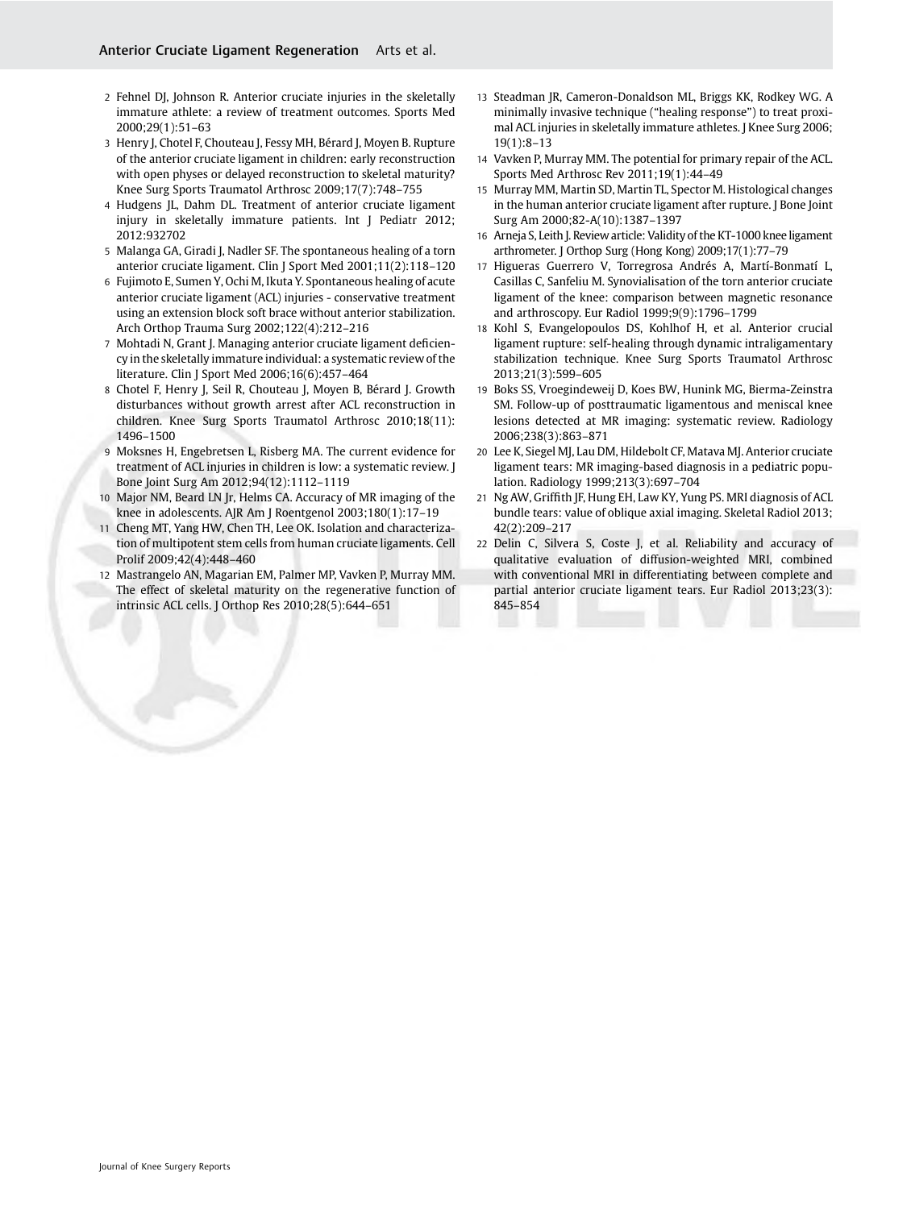2 Fehnel DJ, Johnson R. Anterior cruciate injuries in the skeletally immature athlete: a review of treatment outcomes. Sports Med 2000;29(1):51–63

3 Henry J, Chotel F, Chouteau J, Fessy MH, Bérard J, Moyen B. Rupture of the anterior cruciate ligament in children: early reconstruction with open physes or delayed reconstruction to skeletal maturity? Knee Surg Sports Traumatol Arthrosc 2009;17(7):748–755

4 Hudgens JL, Dahm DL. Treatment of anterior cruciate ligament injury in skeletally immature patients. Int J Pediatr 2012; 2012:932702

5 Malanga GA, Giradi J, Nadler SF. The spontaneous healing of a torn anterior cruciate ligament. Clin J Sport Med 2001;11(2):118–120

6 Fujimoto E, Sumen Y, Ochi M, Ikuta Y. Spontaneous healing of acute anterior cruciate ligament (ACL) injuries - conservative treatment using an extension block soft brace without anterior stabilization. Arch Orthop Trauma Surg 2002;122(4):212–216

7 Mohtadi N, Grant J. Managing anterior cruciate ligament deficiency in the skeletally immature individual: a systematic review of the literature. Clin J Sport Med 2006;16(6):457–464

8 Chotel F, Henry J, Seil R, Chouteau J, Moyen B, Bérard J. Growth disturbances without growth arrest after ACL reconstruction in children. Knee Surg Sports Traumatol Arthrosc 2010;18(11): 1496–1500

9 Moksnes H, Engebretsen L, Risberg MA. The current evidence for treatment of ACL injuries in children is low: a systematic review. J Bone Joint Surg Am 2012;94(12):1112–1119

10 Major NM, Beard LN Jr, Helms CA. Accuracy of MR imaging of the knee in adolescents. AJR Am J Roentgenol 2003;180(1):17–19

11 Cheng MT, Yang HW, Chen TH, Lee OK. Isolation and characterization of multipotent stem cells from human cruciate ligaments. Cell Prolif 2009;42(4):448–460

12 Mastrangelo AN, Magarian EM, Palmer MP, Vavken P, Murray MM. The effect of skeletal maturity on the regenerative function of intrinsic ACL cells. J Orthop Res 2010;28(5):644–651

13 Steadman JR, Cameron-Donaldson ML, Briggs KK, Rodkey WG. A minimally invasive technique ("healing response") to treat proximal ACL injuries in skeletally immature athletes. J Knee Surg 2006; 19(1):8–13

14 Vavken P, Murray MM. The potential for primary repair of the ACL. Sports Med Arthrosc Rev 2011;19(1):44–49

15 Murray MM, Martin SD, Martin TL, Spector M. Histological changes in the human anterior cruciate ligament after rupture. J Bone Joint Surg Am 2000;82-A(10):1387–1397

16 Arneja S, Leith J. Review article: Validity of the KT-1000 knee ligament arthrometer. J Orthop Surg (Hong Kong) 2009;17(1):77–79

17 Higueras Guerrero V, Torregrosa Andrés A, Martí-Bonmatí L, Casillas C, Sanfeliu M. Synovialisation of the torn anterior cruciate ligament of the knee: comparison between magnetic resonance and arthroscopy. Eur Radiol 1999;9(9):1796–1799

18 Kohl S, Evangelopoulos DS, Kohlhof H, et al. Anterior crucial ligament rupture: self-healing through dynamic intraligamentary stabilization technique. Knee Surg Sports Traumatol Arthrosc 2013;21(3):599–605

19 Boks SS, Vroegindeweij D, Koes BW, Hunink MG, Bierma-Zeinstra SM. Follow-up of posttraumatic ligamentous and meniscal knee lesions detected at MR imaging: systematic review. Radiology 2006;238(3):863–871

20 Lee K, Siegel MJ, Lau DM, Hildebolt CF, Matava MJ. Anterior cruciate ligament tears: MR imaging-based diagnosis in a pediatric population. Radiology 1999;213(3):697–704

21 Ng AW, Griffith JF, Hung EH, Law KY, Yung PS. MRI diagnosis of ACL bundle tears: value of oblique axial imaging. Skeletal Radiol 2013; 42(2):209–217

22 Delin C, Silvera S, Coste J, et al. Reliability and accuracy of qualitative evaluation of diffusion-weighted MRI, combined with conventional MRI in differentiating between complete and partial anterior cruciate ligament tears. Eur Radiol 2013;23(3): 845–854